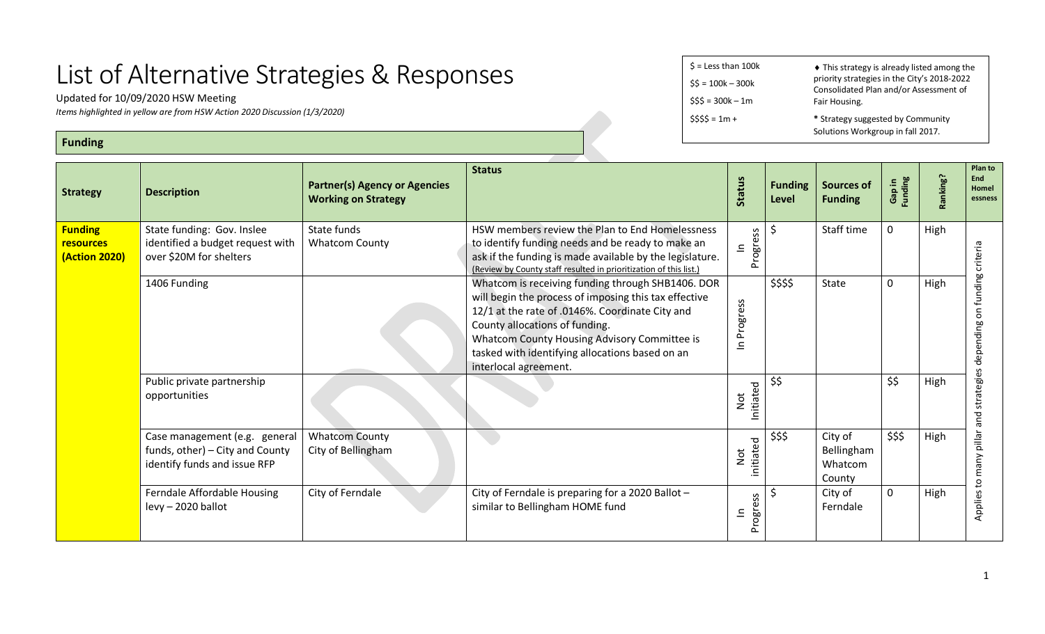# List of Alternative Strategies & Responses

Updated for 10/09/2020 HSW Meeting

*Items highlighted in yellow are from HSW Action 2020 Discussion (1/3/2020)*

$ = Less than 100k

$$ = 100k – 300k

$$$ = 300k – 1m

$$$$ = 1m +

♦ This strategy is already listed among the priority strategies in the City's 2018-2022 Consolidated Plan and/or Assessment of Fair Housing.

* Strategy suggested by Community Solutions Workgroup in fall 2017.

## Funding

| Strategy | Description | Partner(s) Agency or Agencies Working on Strategy | Status | Status | Funding Level | Sources of Funding | Gap in Funding | Ranking? | Plan to End Homelessness |
|---|---|---|---|---|---|---|---|---|---|
| **Funding resources (Action 2020)** | State funding: Gov. Inslee identified a budget request with over $20M for shelters | State funds<br>Whatcom County | HSW members review the Plan to End Homelessness to identify funding needs and be ready to make an ask if the funding is made available by the legislature. (Review by County staff resulted in prioritization of this list.) | In Progress | $ | Staff time | 0 | High | Applies to many pillar and strategies depending on funding criteria |
| | 1406 Funding | | Whatcom is receiving funding through SHB1406. DOR will begin the process of imposing this tax effective 12/1 at the rate of .0146%. Coordinate City and County allocations of funding.<br>Whatcom County Housing Advisory Committee is tasked with identifying allocations based on an interlocal agreement. | In Progress | $$$$ | State | 0 | High | |
| | Public private partnership opportunities | | | Not Initiated | $$ | | $$ | High | |
| | Case management (e.g. general funds, other) – City and County identify funds and issue RFP | Whatcom County<br>City of Bellingham | | Not initiated | $$$ | City of Bellingham<br>Whatcom County | $$$ | High | |
| | Ferndale Affordable Housing levy – 2020 ballot | City of Ferndale | City of Ferndale is preparing for a 2020 Ballot – similar to Bellingham HOME fund | In Progress | $ | City of Ferndale | 0 | High | |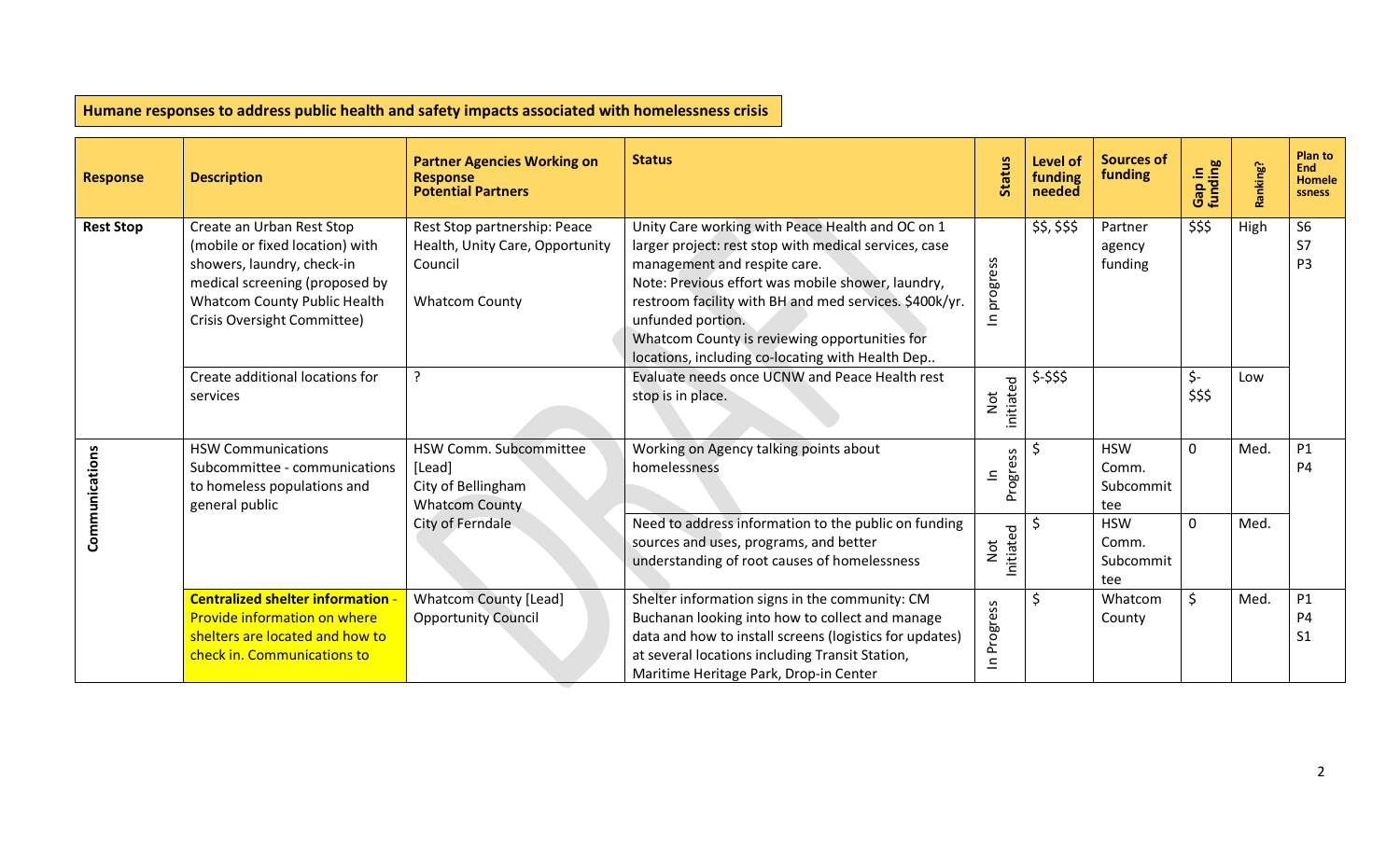**Humane responses to address public health and safety impacts associated with homelessness crisis**

| Response | Description | Partner Agencies Working on Response<br>Potential Partners | Status | Status | Level of funding needed | Sources of funding | Gap in funding | Ranking? | Plan to End Homelessness |
|---|---|---|---|---|---|---|---|---|---|
| **Rest Stop** | Create an Urban Rest Stop (mobile or fixed location) with showers, laundry, check-in medical screening (proposed by Whatcom County Public Health Crisis Oversight Committee) | Rest Stop partnership: Peace Health, Unity Care, Opportunity Council<br><br>Whatcom County | Unity Care working with Peace Health and OC on 1 larger project: rest stop with medical services, case management and respite care.<br>Note: Previous effort was mobile shower, laundry, restroom facility with BH and med services. $400k/yr. unfunded portion.<br>Whatcom County is reviewing opportunities for locations, including co-locating with Health Dep.. | In progress | $$, $$$ | Partner agency funding | $$$ | High | S6<br>S7<br>P3 |
| | Create additional locations for services | ? | Evaluate needs once UCNW and Peace Health rest stop is in place. | Not initiated | $-$$$ | | $-<br>$$$ | Low | |
| **Communications** | HSW Communications Subcommittee - communications to homeless populations and general public | HSW Comm. Subcommittee [Lead]<br>City of Bellingham<br>Whatcom County<br>City of Ferndale | Working on Agency talking points about homelessness | In Progress | $ | HSW Comm. Subcommittee | 0 | Med. | P1<br>P4 |
| | | | Need to address information to the public on funding sources and uses, programs, and better understanding of root causes of homelessness | Not Initiated | $ | HSW Comm. Subcommittee | 0 | Med. | |
| | **Centralized shelter information** - Provide information on where shelters are located and how to check in. Communications to | Whatcom County [Lead]<br>Opportunity Council | Shelter information signs in the community: CM Buchanan looking into how to collect and manage data and how to install screens (logistics for updates) at several locations including Transit Station, Maritime Heritage Park, Drop-in Center | In Progress | $ | Whatcom County | $ | Med. | P1<br>P4<br>S1 |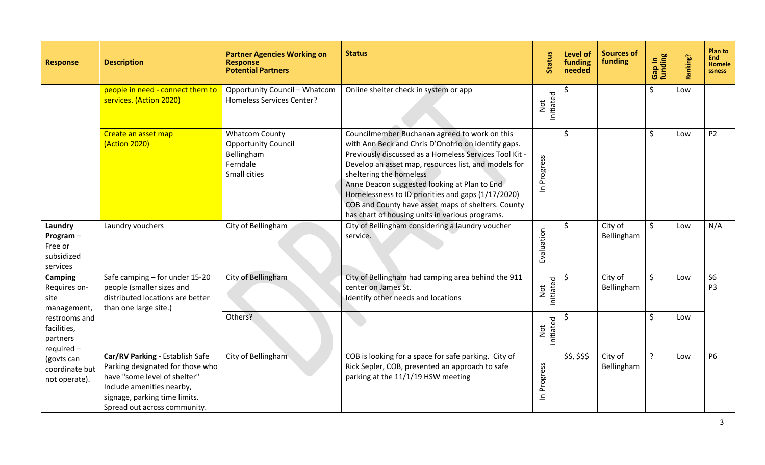| Response | Description | Partner Agencies Working on Response<br>Potential Partners | Status | Status | Level of funding needed | Sources of funding | Gap in funding | Ranking? | Plan to End Homelessness |
|---|---|---|---|---|---|---|---|---|---|
| | people in need - connect them to services. (Action 2020) | Opportunity Council – Whatcom Homeless Services Center? | Online shelter check in system or app | Not Initiated | $ | | $ | Low | |
| | Create an asset map (Action 2020) | Whatcom County<br>Opportunity Council<br>Bellingham<br>Ferndale<br>Small cities | Councilmember Buchanan agreed to work on this with Ann Beck and Chris D'Onofrio on identify gaps. Previously discussed as a Homeless Services Tool Kit - Develop an asset map, resources list, and models for sheltering the homeless<br>Anne Deacon suggested looking at Plan to End Homelessness to ID priorities and gaps (1/17/2020)<br>COB and County have asset maps of shelters. County has chart of housing units in various programs. | In Progress | $ | | $ | Low | P2 |
| **Laundry Program** – Free or subsidized services | Laundry vouchers | City of Bellingham | City of Bellingham considering a laundry voucher service. | Evaluation | $ | City of Bellingham | $ | Low | N/A |
| **Camping** Requires on-site management, restrooms and facilities, partners required – (govts can coordinate but not operate). | Safe camping – for under 15-20 people (smaller sizes and distributed locations are better than one large site.) | City of Bellingham | City of Bellingham had camping area behind the 911 center on James St.<br>Identify other needs and locations | Not initiated | $ | City of Bellingham | $ | Low | S6<br>P3 |
| | | Others? | | Not initiated | $ | | $ | Low | |
| | **Car/RV Parking -** Establish Safe Parking designated for those who have "some level of shelter" Include amenities nearby, signage, parking time limits. Spread out across community. | City of Bellingham | COB is looking for a space for safe parking. City of Rick Sepler, COB, presented an approach to safe parking at the 11/1/19 HSW meeting | In Progress | $$, $$$ | City of Bellingham | ? | Low | P6 |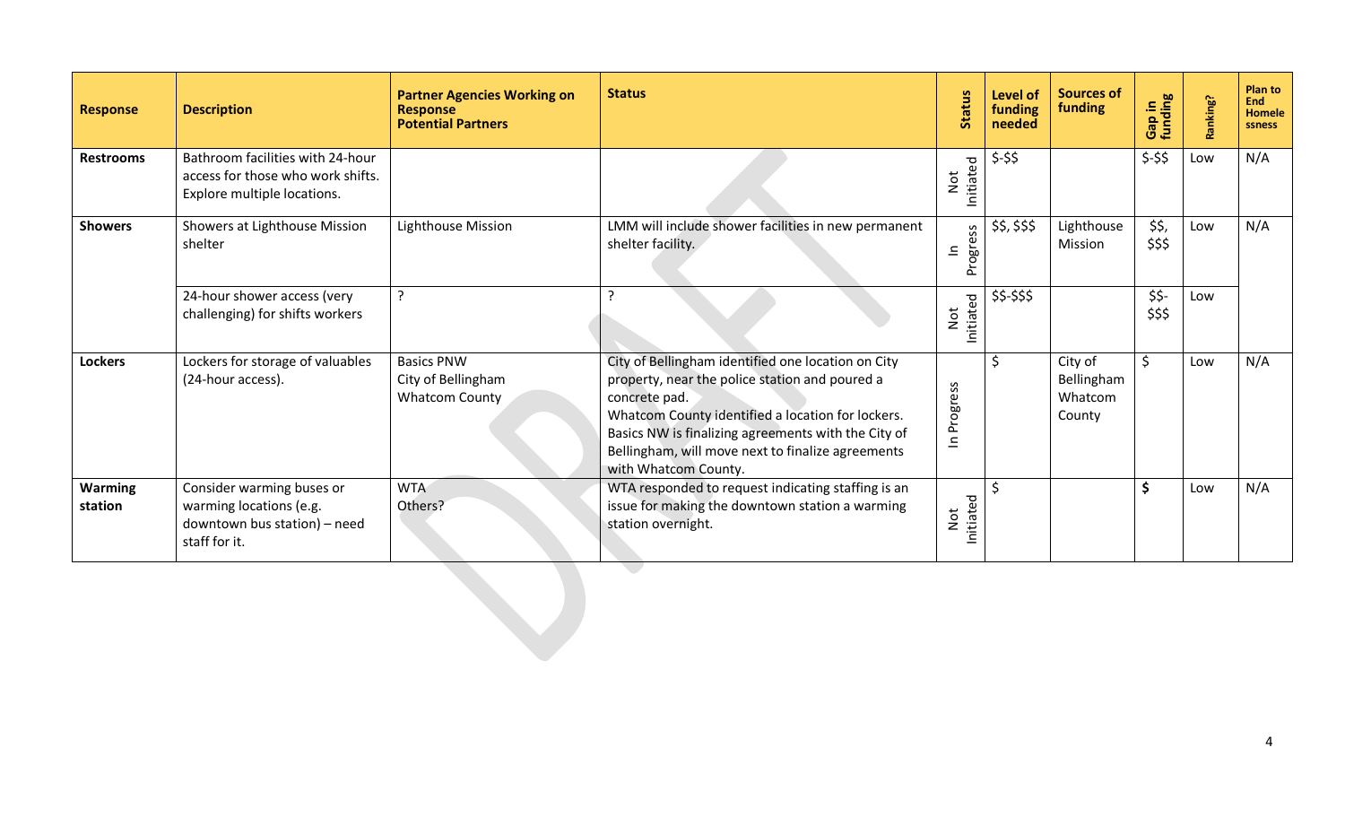| Response | Description | Partner Agencies Working on Response Potential Partners | Status | Status | Level of funding needed | Sources of funding | Gap in funding | Ranking? | Plan to End Homelessness |
|---|---|---|---|---|---|---|---|---|---|
| **Restrooms** | Bathroom facilities with 24-hour access for those who work shifts. Explore multiple locations. | | | Not Initiated | $-$$ | | $-$$ | Low | N/A |
| **Showers** | Showers at Lighthouse Mission shelter | Lighthouse Mission | LMM will include shower facilities in new permanent shelter facility. | In Progress | $$, $$$ | Lighthouse Mission | $$, $$$ | Low | N/A |
| | 24-hour shower access (very challenging) for shifts workers | ? | ? | Not Initiated | $$-$$$ | | $$-$$$ | Low | |
| **Lockers** | Lockers for storage of valuables (24-hour access). | Basics PNW<br>City of Bellingham<br>Whatcom County | City of Bellingham identified one location on City property, near the police station and poured a concrete pad.<br>Whatcom County identified a location for lockers.<br>Basics NW is finalizing agreements with the City of Bellingham, will move next to finalize agreements with Whatcom County. | In Progress | $ | City of Bellingham<br>Whatcom County | $ | Low | N/A |
| **Warming station** | Consider warming buses or warming locations (e.g. downtown bus station) – need staff for it. | WTA<br>Others? | WTA responded to request indicating staffing is an issue for making the downtown station a warming station overnight. | Not Initiated | $ | | **$** | Low | N/A |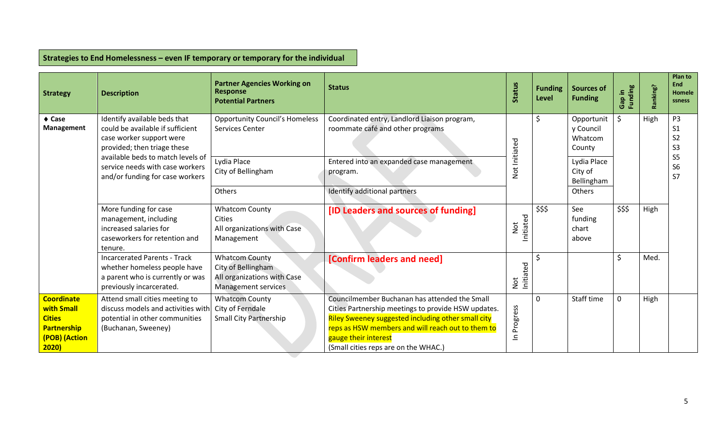**Strategies to End Homelessness – even IF temporary or temporary for the individual**

| Strategy | Description | Partner Agencies Working on Response Potential Partners | Status | Status | Funding Level | Sources of Funding | Gap in Funding | Ranking? | Plan to End Homelessness |
|---|---|---|---|---|---|---|---|---|---|
| ♦ **Case Management** | Identify available beds that could be available if sufficient case worker support were provided; then triage these available beds to match levels of service needs with case workers and/or funding for case workers | Opportunity Council's Homeless Services Center | Coordinated entry, Landlord Liaison program, roommate café and other programs | Not Initiated | $ | Opportunity Council Whatcom County | $ | High | P3 S1 S2 S3 S5 S6 S7 |
| | | Lydia Place City of Bellingham | Entered into an expanded case management program. | | | Lydia Place City of Bellingham | | | |
| | | Others | Identify additional partners | | | Others | | | |
| | More funding for case management, including increased salaries for caseworkers for retention and tenure. | Whatcom County Cities All organizations with Case Management | [ID Leaders and sources of funding] | Not Initiated | $$$ | See funding chart above | $$$ | High | |
| | Incarcerated Parents - Track whether homeless people have a parent who is currently or was previously incarcerated. | Whatcom County City of Bellingham All organizations with Case Management services | [Confirm leaders and need] | Not Initiated | $ | | $ | Med. | |
| **Coordinate with Small Cities Partnership (POB) (Action 2020)** | Attend small cities meeting to discuss models and activities with potential in other communities (Buchanan, Sweeney) | Whatcom County City of Ferndale Small City Partnership | Councilmember Buchanan has attended the Small Cities Partnership meetings to provide HSW updates. Riley Sweeney suggested including other small city reps as HSW members and will reach out to them to gauge their interest (Small cities reps are on the WHAC.) | In Progress | 0 | Staff time | 0 | High | |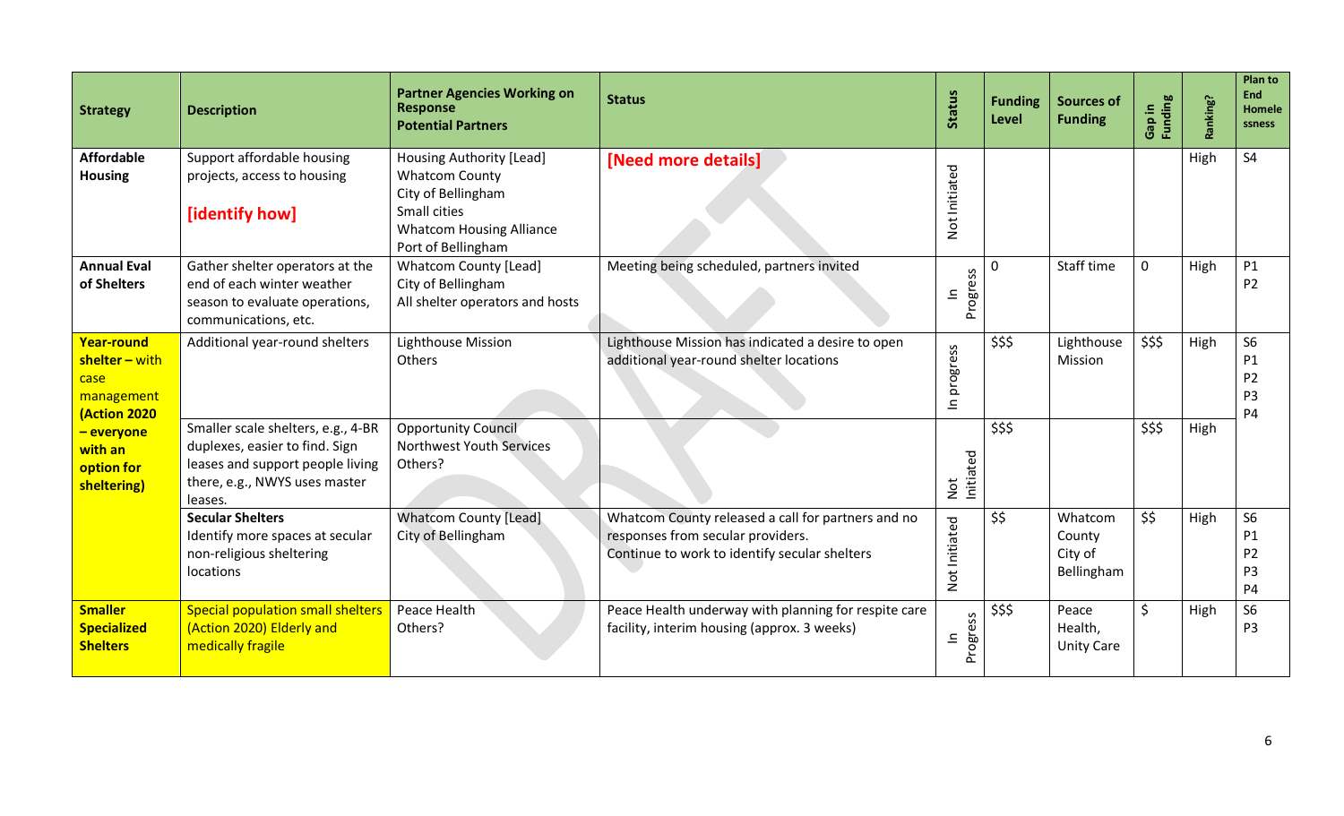| Strategy | Description | Partner Agencies Working on Response<br>Potential Partners | Status | Status | Funding Level | Sources of Funding | Gap in Funding | Ranking? | Plan to End Homelessness |
|---|---|---|---|---|---|---|---|---|---|
| **Affordable Housing** | Support affordable housing projects, access to housing<br>**[identify how]** | Housing Authority [Lead]<br>Whatcom County<br>City of Bellingham<br>Small cities<br>Whatcom Housing Alliance<br>Port of Bellingham | **[Need more details]** | Not Initiated | | | | High | S4 |
| **Annual Eval of Shelters** | Gather shelter operators at the end of each winter weather season to evaluate operations, communications, etc. | Whatcom County [Lead]<br>City of Bellingham<br>All shelter operators and hosts | Meeting being scheduled, partners invited | In Progress | 0 | Staff time | 0 | High | P1<br>P2 |
| **Year-round shelter** – with case management **(Action 2020 – everyone with an option for sheltering)** | Additional year-round shelters | Lighthouse Mission<br>Others | Lighthouse Mission has indicated a desire to open additional year-round shelter locations | In progress | $$$ | Lighthouse Mission | $$$ | High | S6<br>P1<br>P2<br>P3<br>P4 |
| | Smaller scale shelters, e.g., 4-BR duplexes, easier to find. Sign leases and support people living there, e.g., NWYS uses master leases. | Opportunity Council<br>Northwest Youth Services<br>Others? | | Not Initiated | $$$ | | $$$ | High | |
| | **Secular Shelters**<br>Identify more spaces at secular non-religious sheltering locations | Whatcom County [Lead]<br>City of Bellingham | Whatcom County released a call for partners and no responses from secular providers.<br>Continue to work to identify secular shelters | Not Initiated | $$ | Whatcom County<br>City of Bellingham | $$ | High | S6<br>P1<br>P2<br>P3<br>P4 |
| **Smaller Specialized Shelters** | Special population small shelters (Action 2020) Elderly and medically fragile | Peace Health<br>Others? | Peace Health underway with planning for respite care facility, interim housing (approx. 3 weeks) | In Progress | $$$ | Peace Health, Unity Care | $ | High | S6<br>P3 |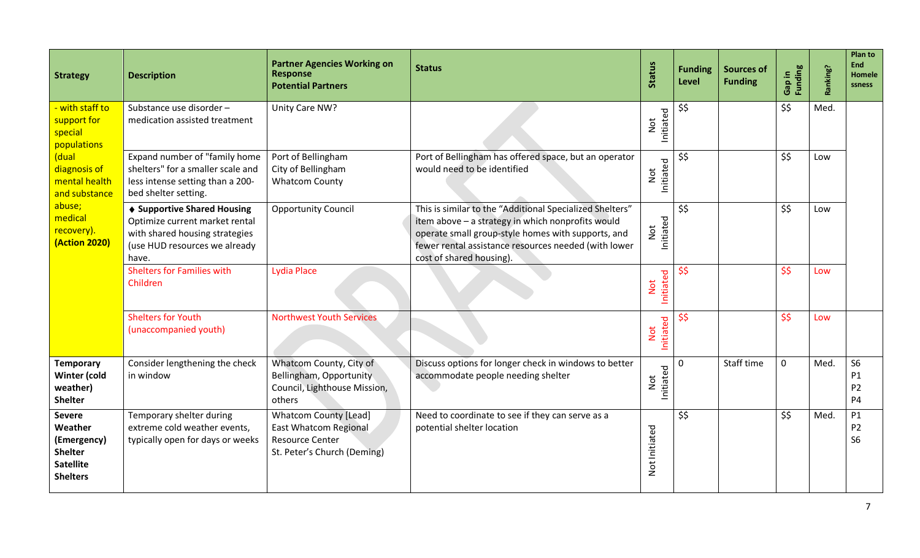| Strategy | Description | Partner Agencies Working on Response<br>Potential Partners | Status | Status | Funding Level | Sources of Funding | Gap in Funding | Ranking? | Plan to End Homelessness |
|---|---|---|---|---|---|---|---|---|---|
| - with staff to support for special populations (dual diagnosis of mental health and substance abuse; medical recovery). **(Action 2020)** | Substance use disorder – medication assisted treatment | Unity Care NW? | | Not Initiated | $$ | | $$ | Med. | |
| | Expand number of "family home shelters" for a smaller scale and less intense setting than a 200-bed shelter setting. | Port of Bellingham<br>City of Bellingham<br>Whatcom County | Port of Bellingham has offered space, but an operator would need to be identified | Not Initiated | $$ | | $$ | Low | |
| | ♦ **Supportive Shared Housing** Optimize current market rental with shared housing strategies (use HUD resources we already have. | Opportunity Council | This is similar to the "Additional Specialized Shelters" item above – a strategy in which nonprofits would operate small group-style homes with supports, and fewer rental assistance resources needed (with lower cost of shared housing). | Not Initiated | $$ | | $$ | Low | |
| | Shelters for Families with Children | Lydia Place | | Not Initiated | $$ | | $$ | Low | |
| | Shelters for Youth (unaccompanied youth) | Northwest Youth Services | | Not Initiated | $$ | | $$ | Low | |
| **Temporary Winter (cold weather) Shelter** | Consider lengthening the check in window | Whatcom County, City of Bellingham, Opportunity Council, Lighthouse Mission, others | Discuss options for longer check in windows to better accommodate people needing shelter | Not Initiated | 0 | Staff time | 0 | Med. | S6<br>P1<br>P2<br>P4 |
| **Severe Weather (Emergency) Shelter Satellite Shelters** | Temporary shelter during extreme cold weather events, typically open for days or weeks | Whatcom County [Lead]<br>East Whatcom Regional Resource Center<br>St. Peter's Church (Deming) | Need to coordinate to see if they can serve as a potential shelter location | Not Initiated | $$ | | $$ | Med. | P1<br>P2<br>S6 |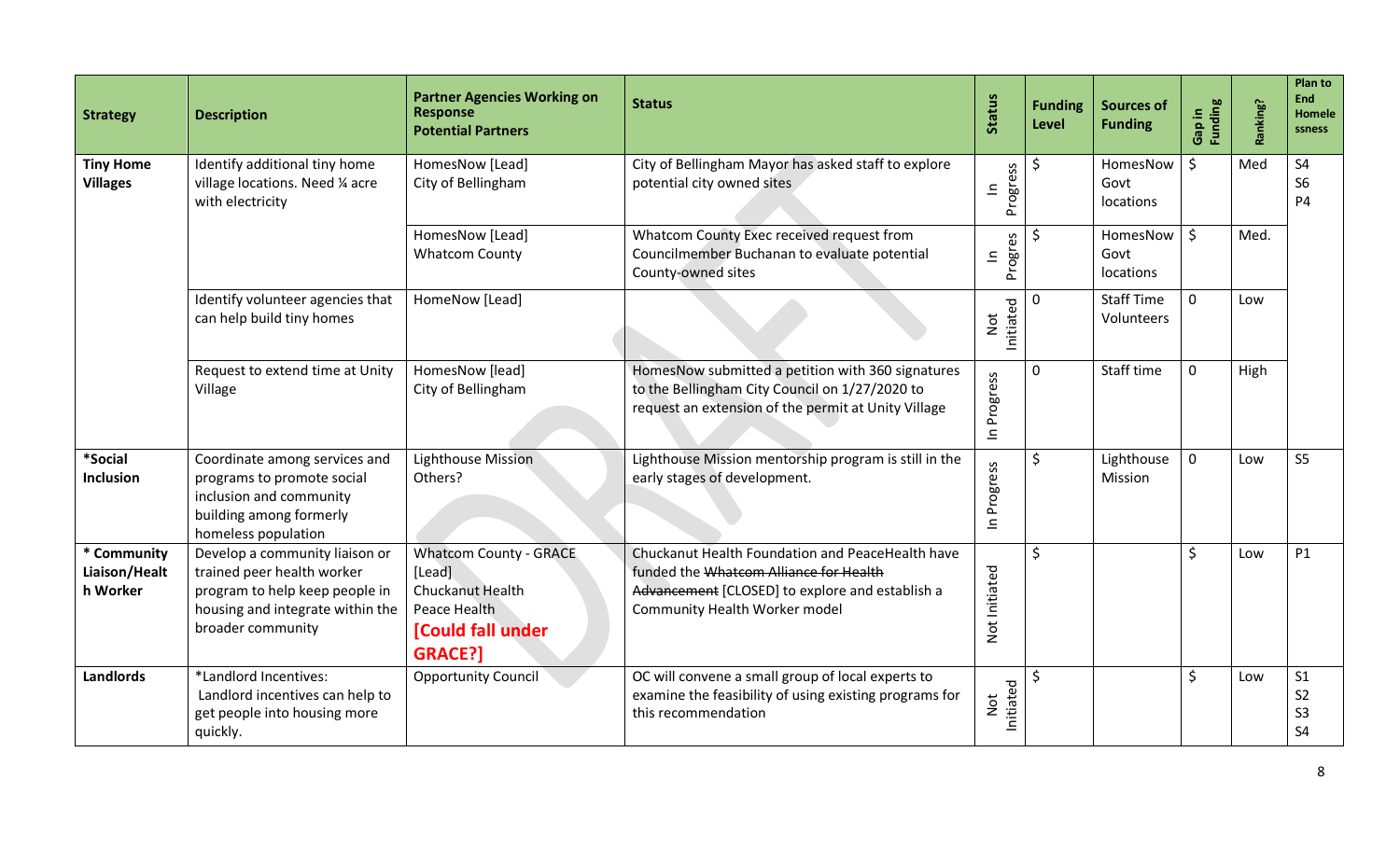| Strategy | Description | Partner Agencies Working on Response<br>Potential Partners | Status | Status | Funding Level | Sources of Funding | Gap in Funding | Ranking? | Plan to End Homelessness |
|---|---|---|---|---|---|---|---|---|---|
| **Tiny Home Villages** | Identify additional tiny home village locations. Need ¼ acre with electricity | HomesNow [Lead]<br>City of Bellingham | City of Bellingham Mayor has asked staff to explore potential city owned sites | In Progress | $ | HomesNow<br>Govt locations | $ | Med | S4<br>S6<br>P4 |
| | | HomesNow [Lead]<br>Whatcom County | Whatcom County Exec received request from Councilmember Buchanan to evaluate potential County-owned sites | In Progres | $ | HomesNow<br>Govt locations | $ | Med. | |
| | Identify volunteer agencies that can help build tiny homes | HomeNow [Lead] | | Not Initiated | 0 | Staff Time<br>Volunteers | 0 | Low | |
| | Request to extend time at Unity Village | HomesNow [lead]<br>City of Bellingham | HomesNow submitted a petition with 360 signatures to the Bellingham City Council on 1/27/2020 to request an extension of the permit at Unity Village | In Progress | 0 | Staff time | 0 | High | |
| ***Social Inclusion** | Coordinate among services and programs to promote social inclusion and community building among formerly homeless population | Lighthouse Mission<br>Others? | Lighthouse Mission mentorship program is still in the early stages of development. | In Progress | $ | Lighthouse Mission | 0 | Low | S5 |
| *** Community Liaison/Health Worker** | Develop a community liaison or trained peer health worker program to help keep people in housing and integrate within the broader community | Whatcom County - GRACE [Lead]<br>Chuckanut Health<br>Peace Health<br>**[Could fall under GRACE?]** | Chuckanut Health Foundation and PeaceHealth have funded the ~~Whatcom Alliance for Health Advancement~~ [CLOSED] to explore and establish a Community Health Worker model | Not Initiated | $ | | $ | Low | P1 |
| **Landlords** | *Landlord Incentives:<br>Landlord incentives can help to get people into housing more quickly. | Opportunity Council | OC will convene a small group of local experts to examine the feasibility of using existing programs for this recommendation | Not Initiated | $ | | $ | Low | S1<br>S2<br>S3<br>S4 |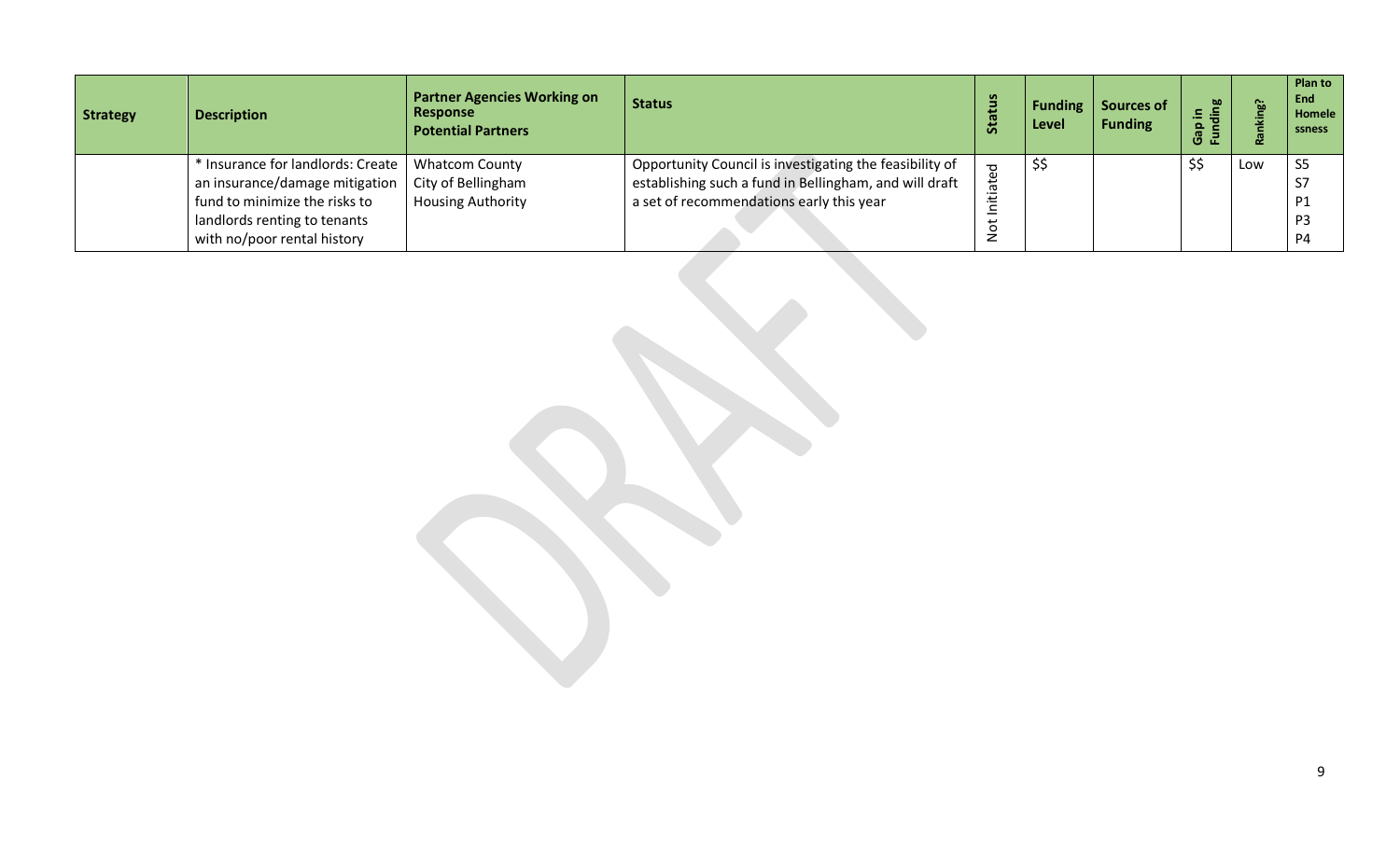| Strategy | Description | Partner Agencies Working on Response<br>Potential Partners | Status | Status | Funding Level | Sources of Funding | Gap in Funding | Ranking? | Plan to End Homelessness |
|---|---|---|---|---|---|---|---|---|---|
| | * Insurance for landlords: Create an insurance/damage mitigation fund to minimize the risks to landlords renting to tenants with no/poor rental history | Whatcom County<br>City of Bellingham<br>Housing Authority | Opportunity Council is investigating the feasibility of establishing such a fund in Bellingham, and will draft a set of recommendations early this year | Not Initiated | $$ | | $$ | Low | S5<br>S7<br>P1<br>P3<br>P4 |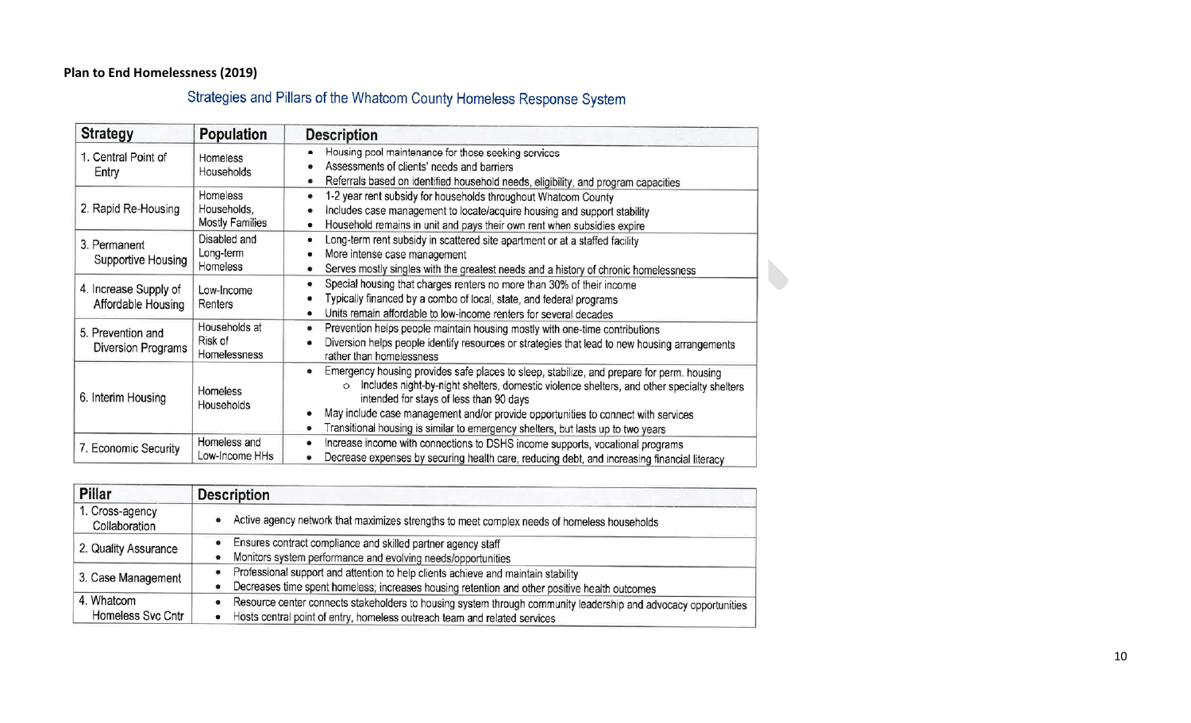**Plan to End Homelessness (2019)**

## Strategies and Pillars of the Whatcom County Homeless Response System

| Strategy | Population | Description |
|---|---|---|
| 1. Central Point of Entry | Homeless Households | • Housing pool maintenance for those seeking services<br>• Assessments of clients' needs and barriers<br>• Referrals based on identified household needs, eligibility, and program capacities |
| 2. Rapid Re-Housing | Homeless Households, Mostly Families | • 1-2 year rent subsidy for households throughout Whatcom County<br>• Includes case management to locate/acquire housing and support stability<br>• Household remains in unit and pays their own rent when subsidies expire |
| 3. Permanent Supportive Housing | Disabled and Long-term Homeless | • Long-term rent subsidy in scattered site apartment or at a staffed facility<br>• More intense case management<br>• Serves mostly singles with the greatest needs and a history of chronic homelessness |
| 4. Increase Supply of Affordable Housing | Low-Income Renters | • Special housing that charges renters no more than 30% of their income<br>• Typically financed by a combo of local, state, and federal programs<br>• Units remain affordable to low-income renters for several decades |
| 5. Prevention and Diversion Programs | Households at Risk of Homelessness | • Prevention helps people maintain housing mostly with one-time contributions<br>• Diversion helps people identify resources or strategies that lead to new housing arrangements rather than homelessness |
| 6. Interim Housing | Homeless Households | • Emergency housing provides safe places to sleep, stabilize, and prepare for perm. housing<br>&nbsp;&nbsp;&nbsp;&nbsp;o Includes night-by-night shelters, domestic violence shelters, and other specialty shelters intended for stays of less than 90 days<br>• May include case management and/or provide opportunities to connect with services<br>• Transitional housing is similar to emergency shelters, but lasts up to two years |
| 7. Economic Security | Homeless and Low-Income HHs | • Increase income with connections to DSHS income supports, vocational programs<br>• Decrease expenses by securing health care, reducing debt, and increasing financial literacy |

| Pillar | Description |
|---|---|
| 1. Cross-agency Collaboration | • Active agency network that maximizes strengths to meet complex needs of homeless households |
| 2. Quality Assurance | • Ensures contract compliance and skilled partner agency staff<br>• Monitors system performance and evolving needs/opportunities |
| 3. Case Management | • Professional support and attention to help clients achieve and maintain stability<br>• Decreases time spent homeless; increases housing retention and other positive health outcomes |
| 4. Whatcom Homeless Svc Cntr | • Resource center connects stakeholders to housing system through community leadership and advocacy opportunities<br>• Hosts central point of entry, homeless outreach team and related services |